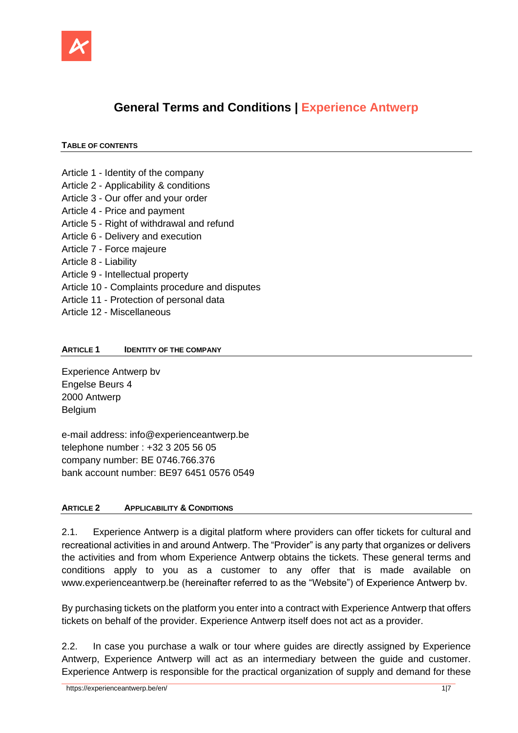# General Terms and Conditions | Experience Antwerp

## Table of Contents

Article 1 - Identity of the company
Article 2 - Applicability & conditions
Article 3 - Our offer and your order
Article 4 - Price and payment
Article 5 - Right of withdrawal and refund
Article 6 - Delivery and execution
Article 7 - Force majeure
Article 8 - Liability
Article 9 - Intellectual property
Article 10 - Complaints procedure and disputes
Article 11 - Protection of personal data
Article 12 - Miscellaneous

## Article 1 Identity of the company

Experience Antwerp bv
Engelse Beurs 4
2000 Antwerp
Belgium

e-mail address: info@experienceantwerp.be
telephone number : +32 3 205 56 05
company number: BE 0746.766.376
bank account number: BE97 6451 0576 0549

## Article 2 Applicability & Conditions

2.1. Experience Antwerp is a digital platform where providers can offer tickets for cultural and recreational activities in and around Antwerp. The "Provider" is any party that organizes or delivers the activities and from whom Experience Antwerp obtains the tickets. These general terms and conditions apply to you as a customer to any offer that is made available on www.experienceantwerp.be (hereinafter referred to as the "Website") of Experience Antwerp bv.

By purchasing tickets on the platform you enter into a contract with Experience Antwerp that offers tickets on behalf of the provider. Experience Antwerp itself does not act as a provider.

2.2. In case you purchase a walk or tour where guides are directly assigned by Experience Antwerp, Experience Antwerp will act as an intermediary between the guide and customer. Experience Antwerp is responsible for the practical organization of supply and demand for these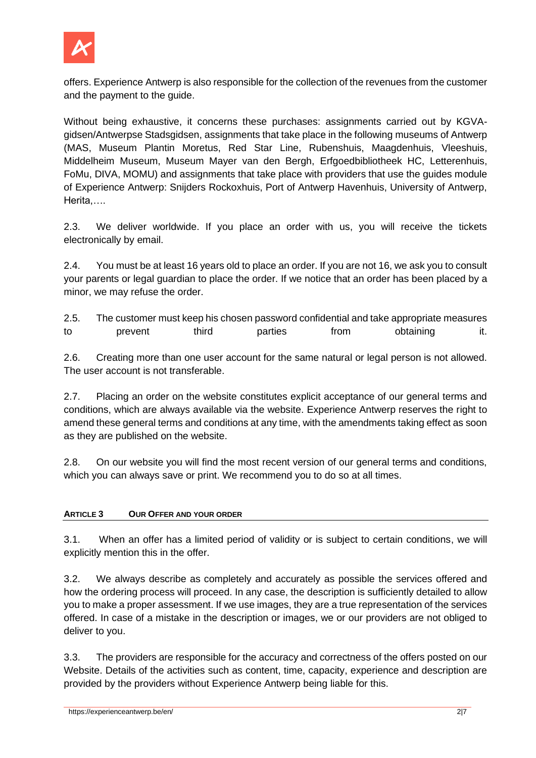offers. Experience Antwerp is also responsible for the collection of the revenues from the customer and the payment to the guide.

Without being exhaustive, it concerns these purchases: assignments carried out by KGVA-gidsen/Antwerpse Stadsgidsen, assignments that take place in the following museums of Antwerp (MAS, Museum Plantin Moretus, Red Star Line, Rubenshuis, Maagdenhuis, Vleeshuis, Middelheim Museum, Museum Mayer van den Bergh, Erfgoedbibliotheek HC, Letterenhuis, FoMu, DIVA, MOMU) and assignments that take place with providers that use the guides module of Experience Antwerp: Snijders Rockoxhuis, Port of Antwerp Havenhuis, University of Antwerp, Herita,….

2.3. We deliver worldwide. If you place an order with us, you will receive the tickets electronically by email.

2.4. You must be at least 16 years old to place an order. If you are not 16, we ask you to consult your parents or legal guardian to place the order. If we notice that an order has been placed by a minor, we may refuse the order.

2.5. The customer must keep his chosen password confidential and take appropriate measures to prevent third parties from obtaining it.

2.6. Creating more than one user account for the same natural or legal person is not allowed. The user account is not transferable.

2.7. Placing an order on the website constitutes explicit acceptance of our general terms and conditions, which are always available via the website. Experience Antwerp reserves the right to amend these general terms and conditions at any time, with the amendments taking effect as soon as they are published on the website.

2.8. On our website you will find the most recent version of our general terms and conditions, which you can always save or print. We recommend you to do so at all times.

## ARTICLE 3 OUR OFFER AND YOUR ORDER

3.1. When an offer has a limited period of validity or is subject to certain conditions, we will explicitly mention this in the offer.

3.2. We always describe as completely and accurately as possible the services offered and how the ordering process will proceed. In any case, the description is sufficiently detailed to allow you to make a proper assessment. If we use images, they are a true representation of the services offered. In case of a mistake in the description or images, we or our providers are not obliged to deliver to you.

3.3. The providers are responsible for the accuracy and correctness of the offers posted on our Website. Details of the activities such as content, time, capacity, experience and description are provided by the providers without Experience Antwerp being liable for this.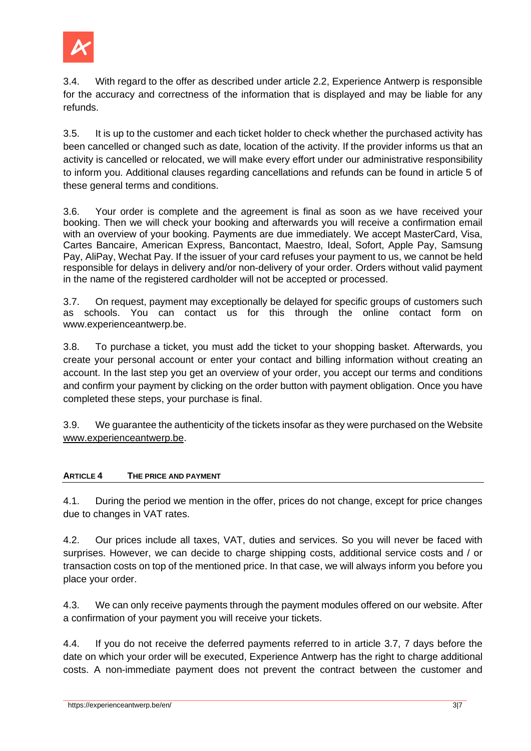3.4. With regard to the offer as described under article 2.2, Experience Antwerp is responsible for the accuracy and correctness of the information that is displayed and may be liable for any refunds.

3.5. It is up to the customer and each ticket holder to check whether the purchased activity has been cancelled or changed such as date, location of the activity. If the provider informs us that an activity is cancelled or relocated, we will make every effort under our administrative responsibility to inform you. Additional clauses regarding cancellations and refunds can be found in article 5 of these general terms and conditions.

3.6. Your order is complete and the agreement is final as soon as we have received your booking. Then we will check your booking and afterwards you will receive a confirmation email with an overview of your booking. Payments are due immediately. We accept MasterCard, Visa, Cartes Bancaire, American Express, Bancontact, Maestro, Ideal, Sofort, Apple Pay, Samsung Pay, AliPay, Wechat Pay. If the issuer of your card refuses your payment to us, we cannot be held responsible for delays in delivery and/or non-delivery of your order. Orders without valid payment in the name of the registered cardholder will not be accepted or processed.

3.7. On request, payment may exceptionally be delayed for specific groups of customers such as schools. You can contact us for this through the online contact form on www.experienceantwerp.be.

3.8. To purchase a ticket, you must add the ticket to your shopping basket. Afterwards, you create your personal account or enter your contact and billing information without creating an account. In the last step you get an overview of your order, you accept our terms and conditions and confirm your payment by clicking on the order button with payment obligation. Once you have completed these steps, your purchase is final.

3.9. We guarantee the authenticity of the tickets insofar as they were purchased on the Website www.experienceantwerp.be.

## ARTICLE 4 THE PRICE AND PAYMENT

4.1. During the period we mention in the offer, prices do not change, except for price changes due to changes in VAT rates.

4.2. Our prices include all taxes, VAT, duties and services. So you will never be faced with surprises. However, we can decide to charge shipping costs, additional service costs and / or transaction costs on top of the mentioned price. In that case, we will always inform you before you place your order.

4.3. We can only receive payments through the payment modules offered on our website. After a confirmation of your payment you will receive your tickets.

4.4. If you do not receive the deferred payments referred to in article 3.7, 7 days before the date on which your order will be executed, Experience Antwerp has the right to charge additional costs. A non-immediate payment does not prevent the contract between the customer and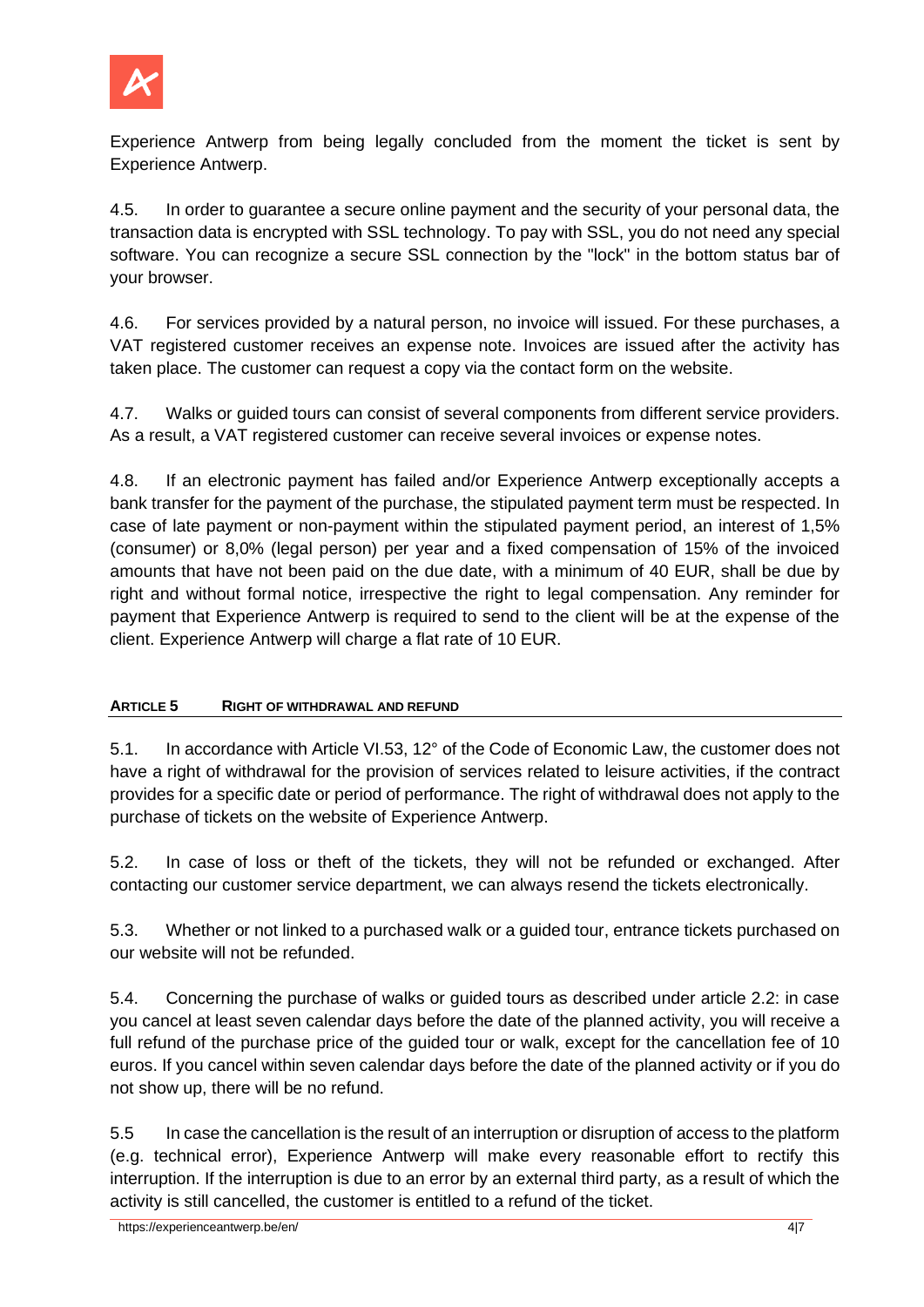Experience Antwerp from being legally concluded from the moment the ticket is sent by Experience Antwerp.

4.5. In order to guarantee a secure online payment and the security of your personal data, the transaction data is encrypted with SSL technology. To pay with SSL, you do not need any special software. You can recognize a secure SSL connection by the "lock" in the bottom status bar of your browser.

4.6. For services provided by a natural person, no invoice will issued. For these purchases, a VAT registered customer receives an expense note. Invoices are issued after the activity has taken place. The customer can request a copy via the contact form on the website.

4.7. Walks or guided tours can consist of several components from different service providers. As a result, a VAT registered customer can receive several invoices or expense notes.

4.8. If an electronic payment has failed and/or Experience Antwerp exceptionally accepts a bank transfer for the payment of the purchase, the stipulated payment term must be respected. In case of late payment or non-payment within the stipulated payment period, an interest of 1,5% (consumer) or 8,0% (legal person) per year and a fixed compensation of 15% of the invoiced amounts that have not been paid on the due date, with a minimum of 40 EUR, shall be due by right and without formal notice, irrespective the right to legal compensation. Any reminder for payment that Experience Antwerp is required to send to the client will be at the expense of the client. Experience Antwerp will charge a flat rate of 10 EUR.

## ARTICLE 5 RIGHT OF WITHDRAWAL AND REFUND

5.1. In accordance with Article VI.53, 12° of the Code of Economic Law, the customer does not have a right of withdrawal for the provision of services related to leisure activities, if the contract provides for a specific date or period of performance. The right of withdrawal does not apply to the purchase of tickets on the website of Experience Antwerp.

5.2. In case of loss or theft of the tickets, they will not be refunded or exchanged. After contacting our customer service department, we can always resend the tickets electronically.

5.3. Whether or not linked to a purchased walk or a guided tour, entrance tickets purchased on our website will not be refunded.

5.4. Concerning the purchase of walks or guided tours as described under article 2.2: in case you cancel at least seven calendar days before the date of the planned activity, you will receive a full refund of the purchase price of the guided tour or walk, except for the cancellation fee of 10 euros. If you cancel within seven calendar days before the date of the planned activity or if you do not show up, there will be no refund.

5.5 In case the cancellation is the result of an interruption or disruption of access to the platform (e.g. technical error), Experience Antwerp will make every reasonable effort to rectify this interruption. If the interruption is due to an error by an external third party, as a result of which the activity is still cancelled, the customer is entitled to a refund of the ticket.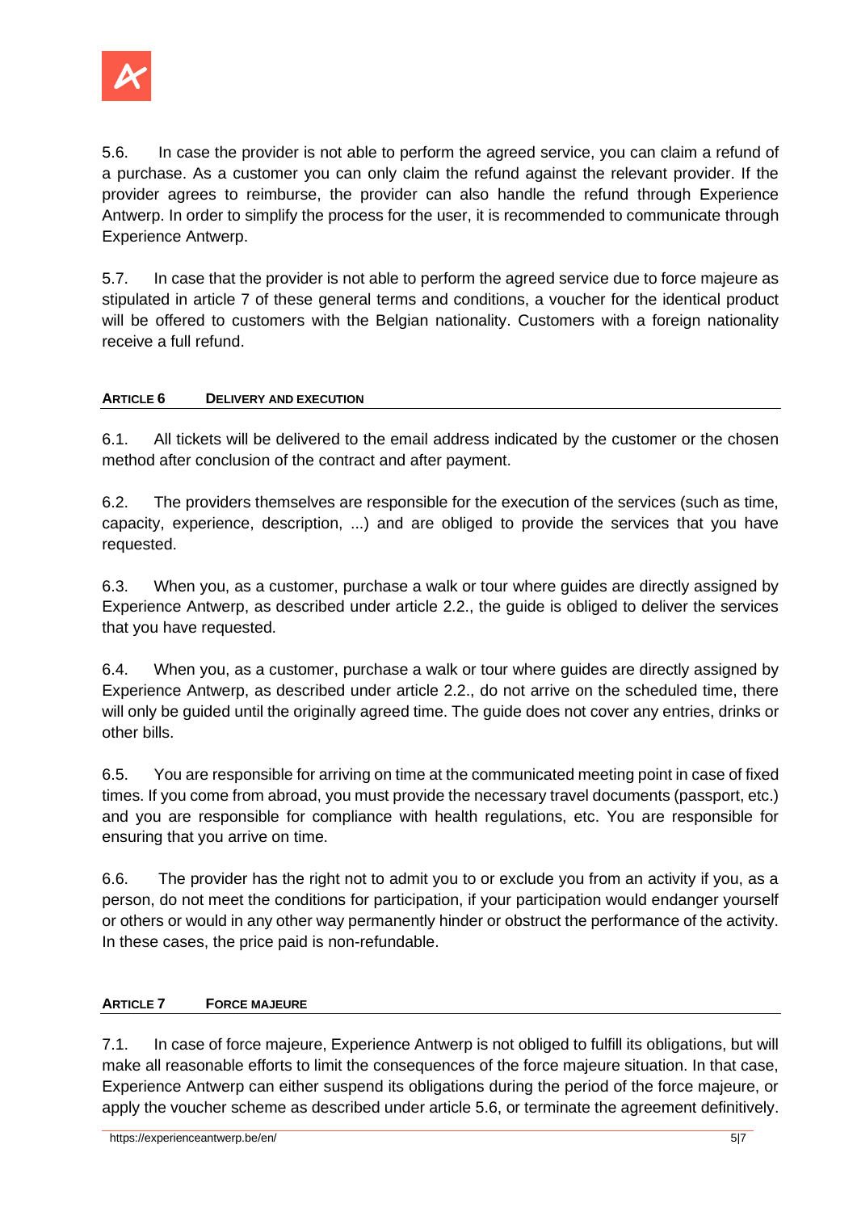5.6. In case the provider is not able to perform the agreed service, you can claim a refund of a purchase. As a customer you can only claim the refund against the relevant provider. If the provider agrees to reimburse, the provider can also handle the refund through Experience Antwerp. In order to simplify the process for the user, it is recommended to communicate through Experience Antwerp.

5.7. In case that the provider is not able to perform the agreed service due to force majeure as stipulated in article 7 of these general terms and conditions, a voucher for the identical product will be offered to customers with the Belgian nationality. Customers with a foreign nationality receive a full refund.

## ARTICLE 6 DELIVERY AND EXECUTION

6.1. All tickets will be delivered to the email address indicated by the customer or the chosen method after conclusion of the contract and after payment.

6.2. The providers themselves are responsible for the execution of the services (such as time, capacity, experience, description, ...) and are obliged to provide the services that you have requested.

6.3. When you, as a customer, purchase a walk or tour where guides are directly assigned by Experience Antwerp, as described under article 2.2., the guide is obliged to deliver the services that you have requested.

6.4. When you, as a customer, purchase a walk or tour where guides are directly assigned by Experience Antwerp, as described under article 2.2., do not arrive on the scheduled time, there will only be guided until the originally agreed time. The guide does not cover any entries, drinks or other bills.

6.5. You are responsible for arriving on time at the communicated meeting point in case of fixed times. If you come from abroad, you must provide the necessary travel documents (passport, etc.) and you are responsible for compliance with health regulations, etc. You are responsible for ensuring that you arrive on time.

6.6. The provider has the right not to admit you to or exclude you from an activity if you, as a person, do not meet the conditions for participation, if your participation would endanger yourself or others or would in any other way permanently hinder or obstruct the performance of the activity. In these cases, the price paid is non-refundable.

## ARTICLE 7 FORCE MAJEURE

7.1. In case of force majeure, Experience Antwerp is not obliged to fulfill its obligations, but will make all reasonable efforts to limit the consequences of the force majeure situation. In that case, Experience Antwerp can either suspend its obligations during the period of the force majeure, or apply the voucher scheme as described under article 5.6, or terminate the agreement definitively.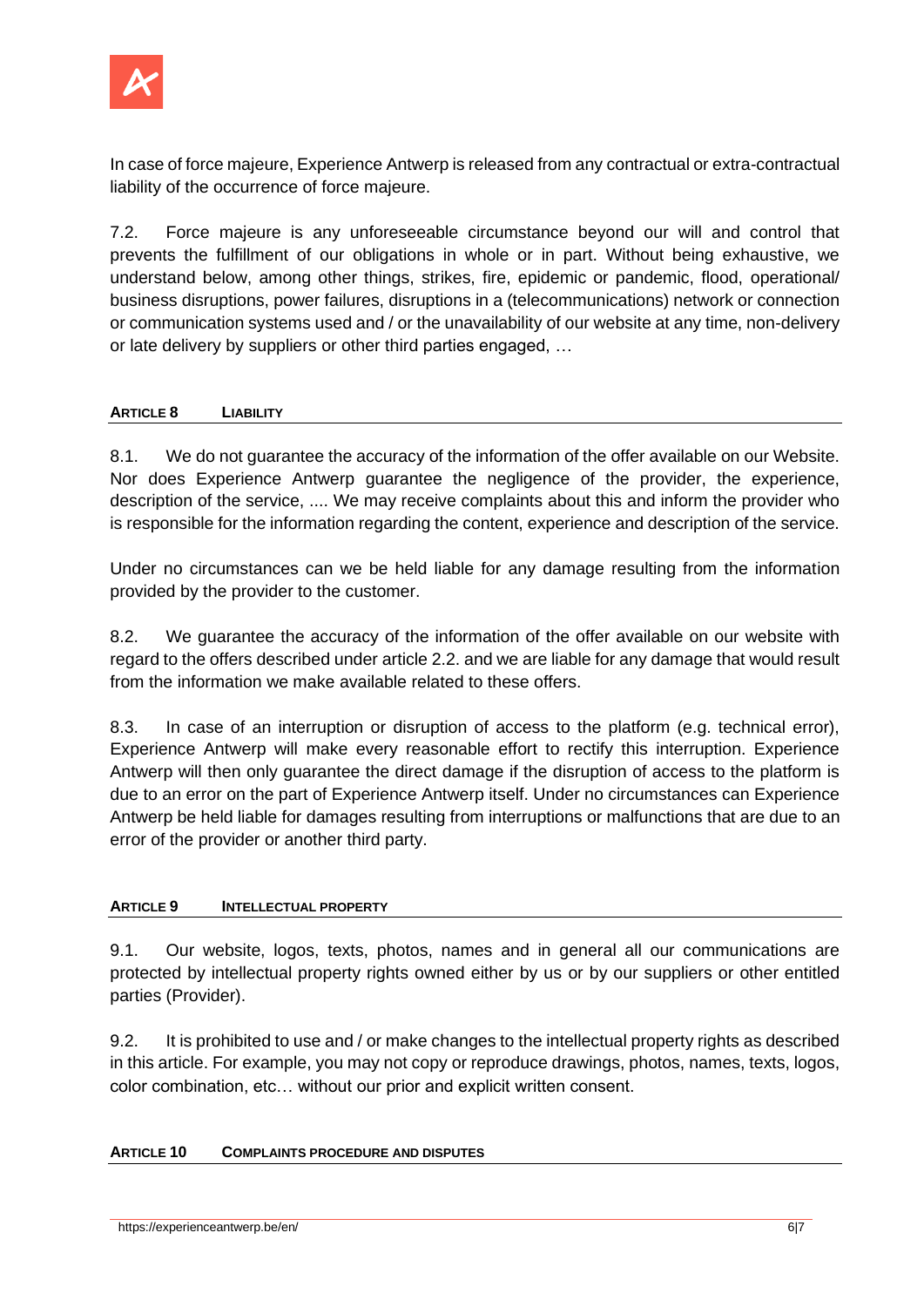In case of force majeure, Experience Antwerp is released from any contractual or extra-contractual liability of the occurrence of force majeure.

7.2. Force majeure is any unforeseeable circumstance beyond our will and control that prevents the fulfillment of our obligations in whole or in part. Without being exhaustive, we understand below, among other things, strikes, fire, epidemic or pandemic, flood, operational/ business disruptions, power failures, disruptions in a (telecommunications) network or connection or communication systems used and / or the unavailability of our website at any time, non-delivery or late delivery by suppliers or other third parties engaged, …

## ARTICLE 8 LIABILITY

8.1. We do not guarantee the accuracy of the information of the offer available on our Website. Nor does Experience Antwerp guarantee the negligence of the provider, the experience, description of the service, .... We may receive complaints about this and inform the provider who is responsible for the information regarding the content, experience and description of the service.

Under no circumstances can we be held liable for any damage resulting from the information provided by the provider to the customer.

8.2. We guarantee the accuracy of the information of the offer available on our website with regard to the offers described under article 2.2. and we are liable for any damage that would result from the information we make available related to these offers.

8.3. In case of an interruption or disruption of access to the platform (e.g. technical error), Experience Antwerp will make every reasonable effort to rectify this interruption. Experience Antwerp will then only guarantee the direct damage if the disruption of access to the platform is due to an error on the part of Experience Antwerp itself. Under no circumstances can Experience Antwerp be held liable for damages resulting from interruptions or malfunctions that are due to an error of the provider or another third party.

## ARTICLE 9 INTELLECTUAL PROPERTY

9.1. Our website, logos, texts, photos, names and in general all our communications are protected by intellectual property rights owned either by us or by our suppliers or other entitled parties (Provider).

9.2. It is prohibited to use and / or make changes to the intellectual property rights as described in this article. For example, you may not copy or reproduce drawings, photos, names, texts, logos, color combination, etc… without our prior and explicit written consent.

## ARTICLE 10 COMPLAINTS PROCEDURE AND DISPUTES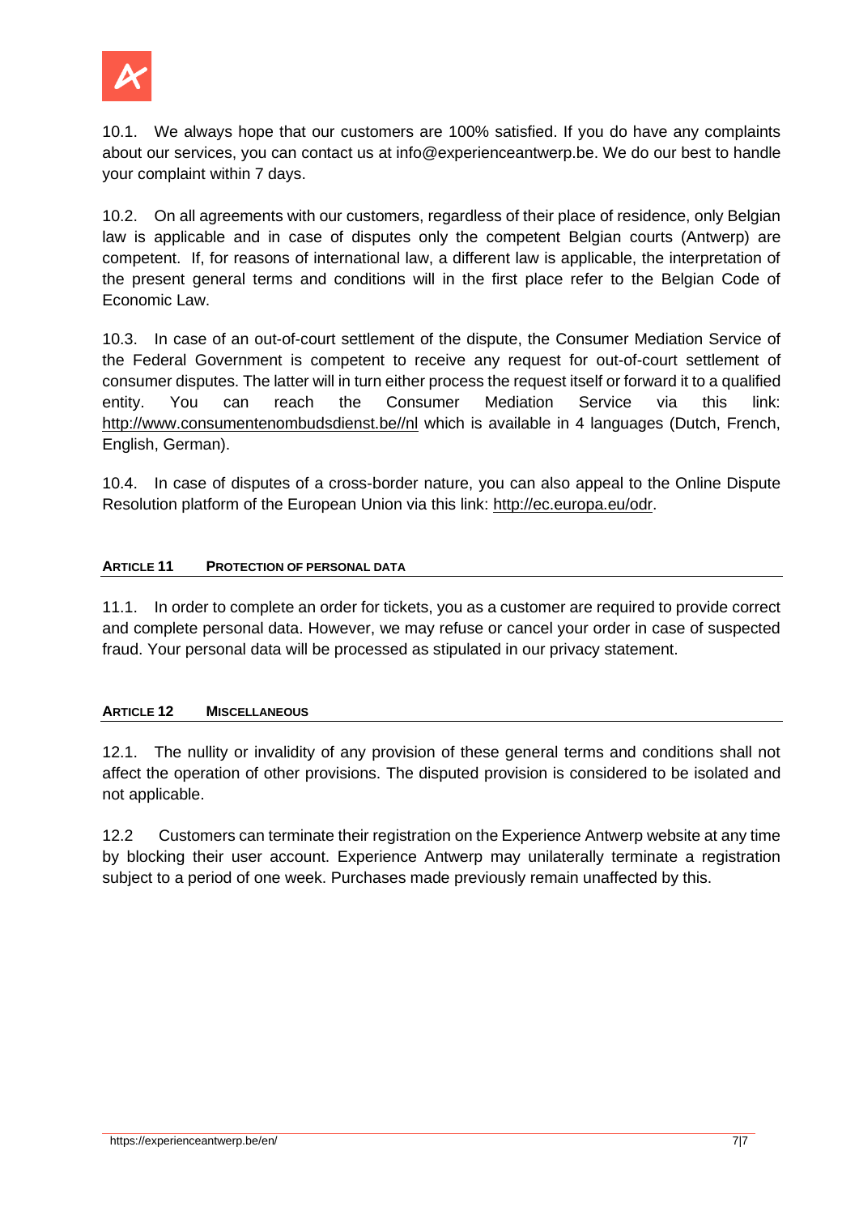10.1. We always hope that our customers are 100% satisfied. If you do have any complaints about our services, you can contact us at info@experienceantwerp.be. We do our best to handle your complaint within 7 days.

10.2. On all agreements with our customers, regardless of their place of residence, only Belgian law is applicable and in case of disputes only the competent Belgian courts (Antwerp) are competent. If, for reasons of international law, a different law is applicable, the interpretation of the present general terms and conditions will in the first place refer to the Belgian Code of Economic Law.

10.3. In case of an out-of-court settlement of the dispute, the Consumer Mediation Service of the Federal Government is competent to receive any request for out-of-court settlement of consumer disputes. The latter will in turn either process the request itself or forward it to a qualified entity. You can reach the Consumer Mediation Service via this link: http://www.consumentenombudsdienst.be//nl which is available in 4 languages (Dutch, French, English, German).

10.4. In case of disputes of a cross-border nature, you can also appeal to the Online Dispute Resolution platform of the European Union via this link: http://ec.europa.eu/odr.

## ARTICLE 11 PROTECTION OF PERSONAL DATA

11.1. In order to complete an order for tickets, you as a customer are required to provide correct and complete personal data. However, we may refuse or cancel your order in case of suspected fraud. Your personal data will be processed as stipulated in our privacy statement.

## ARTICLE 12 MISCELLANEOUS

12.1. The nullity or invalidity of any provision of these general terms and conditions shall not affect the operation of other provisions. The disputed provision is considered to be isolated and not applicable.

12.2 Customers can terminate their registration on the Experience Antwerp website at any time by blocking their user account. Experience Antwerp may unilaterally terminate a registration subject to a period of one week. Purchases made previously remain unaffected by this.